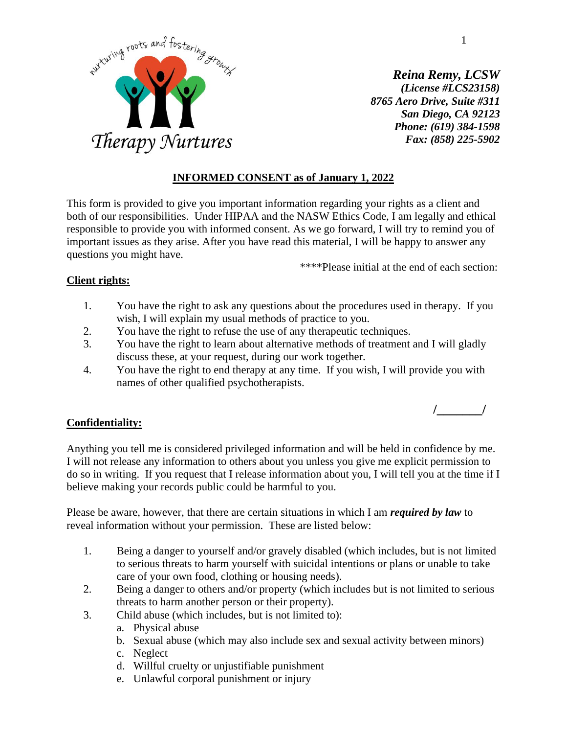nurturing roots and fostering growth

Therapy Nurtures

***Reina Remy, LCSW***
***(License #LCS23158)***
***8765 Aero Drive, Suite #311***
***San Diego, CA 92123***
***Phone: (619) 384-1598***
***Fax: (858) 225-5902***

**INFORMED CONSENT as of January 1, 2022**

This form is provided to give you important information regarding your rights as a client and both of our responsibilities. Under HIPAA and the NASW Ethics Code, I am legally and ethical responsible to provide you with informed consent. As we go forward, I will try to remind you of important issues as they arise. After you have read this material, I will be happy to answer any questions you might have.

****Please initial at the end of each section:

**Client rights:**

1. You have the right to ask any questions about the procedures used in therapy. If you wish, I will explain my usual methods of practice to you.
2. You have the right to refuse the use of any therapeutic techniques.
3. You have the right to learn about alternative methods of treatment and I will gladly discuss these, at your request, during our work together.
4. You have the right to end therapy at any time. If you wish, I will provide you with names of other qualified psychotherapists.

/________/

**Confidentiality:**

Anything you tell me is considered privileged information and will be held in confidence by me. I will not release any information to others about you unless you give me explicit permission to do so in writing. If you request that I release information about you, I will tell you at the time if I believe making your records public could be harmful to you.

Please be aware, however, that there are certain situations in which I am ***required by law*** to reveal information without your permission. These are listed below:

1. Being a danger to yourself and/or gravely disabled (which includes, but is not limited to serious threats to harm yourself with suicidal intentions or plans or unable to take care of your own food, clothing or housing needs).
2. Being a danger to others and/or property (which includes but is not limited to serious threats to harm another person or their property).
3. Child abuse (which includes, but is not limited to):
   a. Physical abuse
   b. Sexual abuse (which may also include sex and sexual activity between minors)
   c. Neglect
   d. Willful cruelty or unjustifiable punishment
   e. Unlawful corporal punishment or injury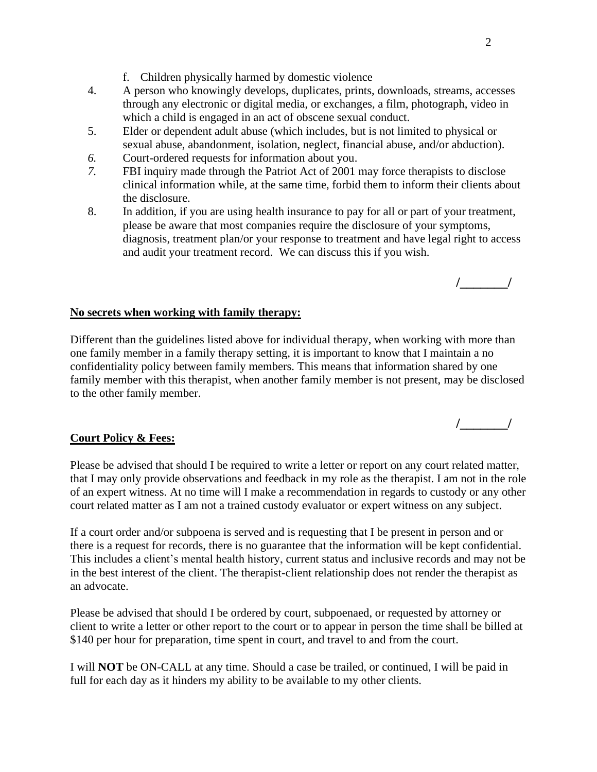f. Children physically harmed by domestic violence

4. A person who knowingly develops, duplicates, prints, downloads, streams, accesses through any electronic or digital media, or exchanges, a film, photograph, video in which a child is engaged in an act of obscene sexual conduct.
5. Elder or dependent adult abuse (which includes, but is not limited to physical or sexual abuse, abandonment, isolation, neglect, financial abuse, and/or abduction).
6. Court-ordered requests for information about you.
7. FBI inquiry made through the Patriot Act of 2001 may force therapists to disclose clinical information while, at the same time, forbid them to inform their clients about the disclosure.
8. In addition, if you are using health insurance to pay for all or part of your treatment, please be aware that most companies require the disclosure of your symptoms, diagnosis, treatment plan/or your response to treatment and have legal right to access and audit your treatment record. We can discuss this if you wish.

/_______/

**No secrets when working with family therapy:**

Different than the guidelines listed above for individual therapy, when working with more than one family member in a family therapy setting, it is important to know that I maintain a no confidentiality policy between family members. This means that information shared by one family member with this therapist, when another family member is not present, may be disclosed to the other family member.

/_______/

**Court Policy & Fees:**

Please be advised that should I be required to write a letter or report on any court related matter, that I may only provide observations and feedback in my role as the therapist. I am not in the role of an expert witness. At no time will I make a recommendation in regards to custody or any other court related matter as I am not a trained custody evaluator or expert witness on any subject.

If a court order and/or subpoena is served and is requesting that I be present in person and or there is a request for records, there is no guarantee that the information will be kept confidential. This includes a client's mental health history, current status and inclusive records and may not be in the best interest of the client. The therapist-client relationship does not render the therapist as an advocate.

Please be advised that should I be ordered by court, subpoenaed, or requested by attorney or client to write a letter or other report to the court or to appear in person the time shall be billed at $140 per hour for preparation, time spent in court, and travel to and from the court.

I will **NOT** be ON-CALL at any time. Should a case be trailed, or continued, I will be paid in full for each day as it hinders my ability to be available to my other clients.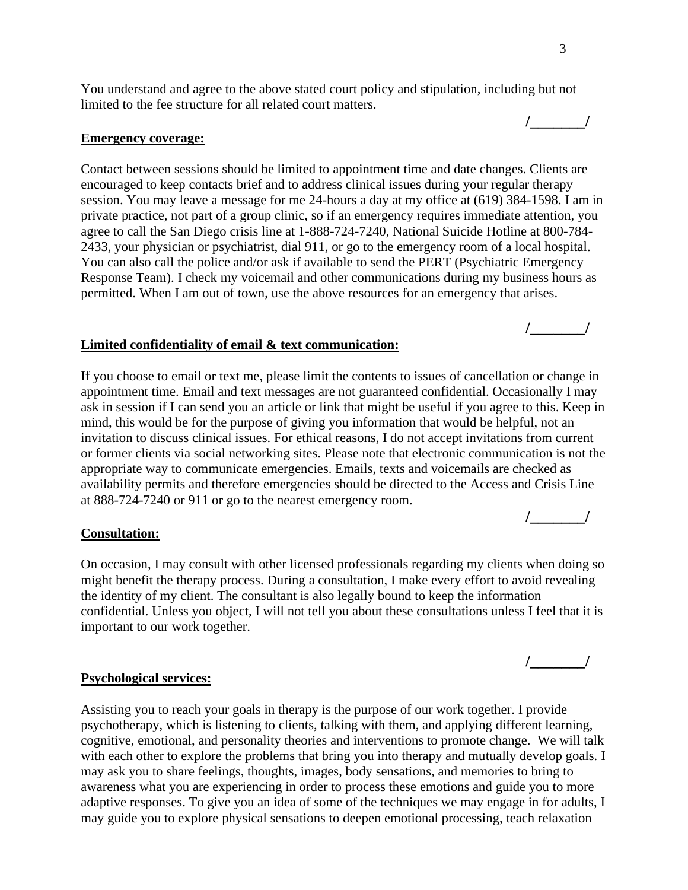You understand and agree to the above stated court policy and stipulation, including but not limited to the fee structure for all related court matters.

/________/

**Emergency coverage:**

Contact between sessions should be limited to appointment time and date changes. Clients are encouraged to keep contacts brief and to address clinical issues during your regular therapy session. You may leave a message for me 24-hours a day at my office at (619) 384-1598. I am in private practice, not part of a group clinic, so if an emergency requires immediate attention, you agree to call the San Diego crisis line at 1-888-724-7240, National Suicide Hotline at 800-784-2433, your physician or psychiatrist, dial 911, or go to the emergency room of a local hospital. You can also call the police and/or ask if available to send the PERT (Psychiatric Emergency Response Team). I check my voicemail and other communications during my business hours as permitted. When I am out of town, use the above resources for an emergency that arises.

/________/

**Limited confidentiality of email & text communication:**

If you choose to email or text me, please limit the contents to issues of cancellation or change in appointment time. Email and text messages are not guaranteed confidential. Occasionally I may ask in session if I can send you an article or link that might be useful if you agree to this. Keep in mind, this would be for the purpose of giving you information that would be helpful, not an invitation to discuss clinical issues. For ethical reasons, I do not accept invitations from current or former clients via social networking sites. Please note that electronic communication is not the appropriate way to communicate emergencies. Emails, texts and voicemails are checked as availability permits and therefore emergencies should be directed to the Access and Crisis Line at 888-724-7240 or 911 or go to the nearest emergency room.

/________/

**Consultation:**

On occasion, I may consult with other licensed professionals regarding my clients when doing so might benefit the therapy process. During a consultation, I make every effort to avoid revealing the identity of my client. The consultant is also legally bound to keep the information confidential. Unless you object, I will not tell you about these consultations unless I feel that it is important to our work together.

/________/

**Psychological services:**

Assisting you to reach your goals in therapy is the purpose of our work together. I provide psychotherapy, which is listening to clients, talking with them, and applying different learning, cognitive, emotional, and personality theories and interventions to promote change. We will talk with each other to explore the problems that bring you into therapy and mutually develop goals. I may ask you to share feelings, thoughts, images, body sensations, and memories to bring to awareness what you are experiencing in order to process these emotions and guide you to more adaptive responses. To give you an idea of some of the techniques we may engage in for adults, I may guide you to explore physical sensations to deepen emotional processing, teach relaxation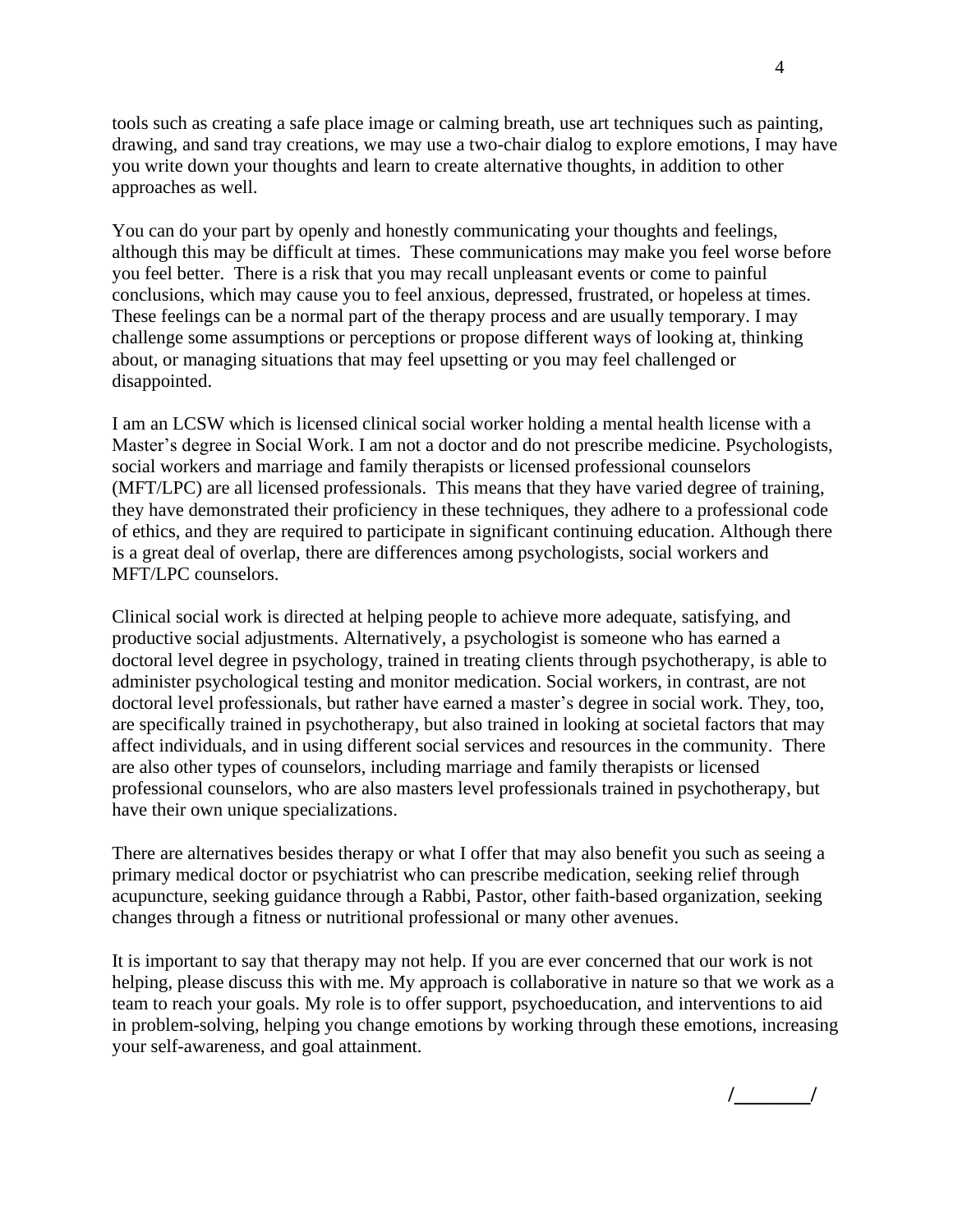tools such as creating a safe place image or calming breath, use art techniques such as painting, drawing, and sand tray creations, we may use a two-chair dialog to explore emotions, I may have you write down your thoughts and learn to create alternative thoughts, in addition to other approaches as well.

You can do your part by openly and honestly communicating your thoughts and feelings, although this may be difficult at times. These communications may make you feel worse before you feel better. There is a risk that you may recall unpleasant events or come to painful conclusions, which may cause you to feel anxious, depressed, frustrated, or hopeless at times. These feelings can be a normal part of the therapy process and are usually temporary. I may challenge some assumptions or perceptions or propose different ways of looking at, thinking about, or managing situations that may feel upsetting or you may feel challenged or disappointed.

I am an LCSW which is licensed clinical social worker holding a mental health license with a Master's degree in Social Work. I am not a doctor and do not prescribe medicine. Psychologists, social workers and marriage and family therapists or licensed professional counselors (MFT/LPC) are all licensed professionals. This means that they have varied degree of training, they have demonstrated their proficiency in these techniques, they adhere to a professional code of ethics, and they are required to participate in significant continuing education. Although there is a great deal of overlap, there are differences among psychologists, social workers and MFT/LPC counselors.

Clinical social work is directed at helping people to achieve more adequate, satisfying, and productive social adjustments. Alternatively, a psychologist is someone who has earned a doctoral level degree in psychology, trained in treating clients through psychotherapy, is able to administer psychological testing and monitor medication. Social workers, in contrast, are not doctoral level professionals, but rather have earned a master's degree in social work. They, too, are specifically trained in psychotherapy, but also trained in looking at societal factors that may affect individuals, and in using different social services and resources in the community. There are also other types of counselors, including marriage and family therapists or licensed professional counselors, who are also masters level professionals trained in psychotherapy, but have their own unique specializations.

There are alternatives besides therapy or what I offer that may also benefit you such as seeing a primary medical doctor or psychiatrist who can prescribe medication, seeking relief through acupuncture, seeking guidance through a Rabbi, Pastor, other faith-based organization, seeking changes through a fitness or nutritional professional or many other avenues.

It is important to say that therapy may not help. If you are ever concerned that our work is not helping, please discuss this with me. My approach is collaborative in nature so that we work as a team to reach your goals. My role is to offer support, psychoeducation, and interventions to aid in problem-solving, helping you change emotions by working through these emotions, increasing your self-awareness, and goal attainment.

/_______/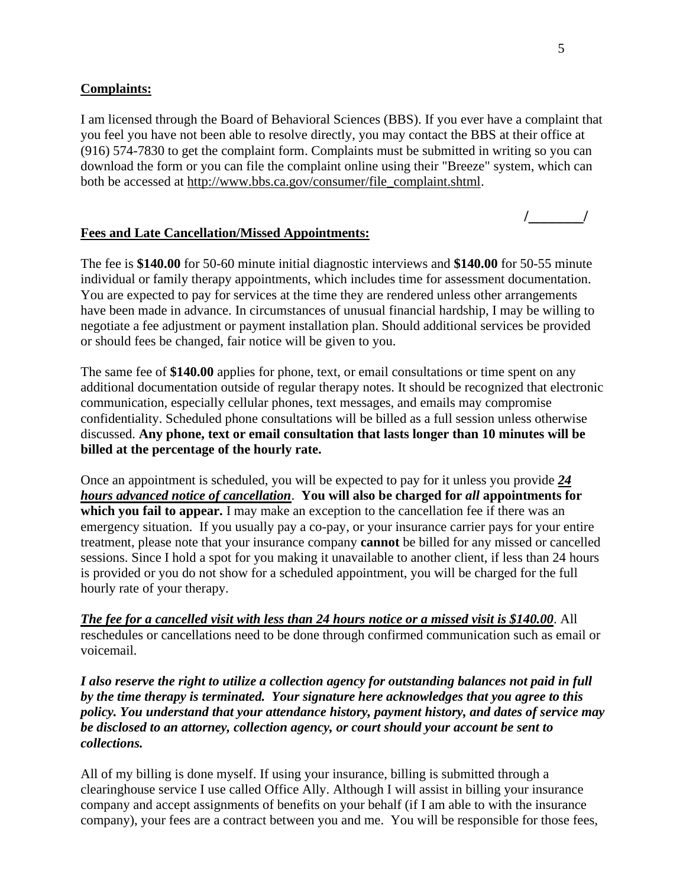**Complaints:**

I am licensed through the Board of Behavioral Sciences (BBS). If you ever have a complaint that you feel you have not been able to resolve directly, you may contact the BBS at their office at (916) 574-7830 to get the complaint form. Complaints must be submitted in writing so you can download the form or you can file the complaint online using their "Breeze" system, which can both be accessed at http://www.bbs.ca.gov/consumer/file_complaint.shtml.

**/________/**

**Fees and Late Cancellation/Missed Appointments:**

The fee is **$140.00** for 50-60 minute initial diagnostic interviews and **$140.00** for 50-55 minute individual or family therapy appointments, which includes time for assessment documentation. You are expected to pay for services at the time they are rendered unless other arrangements have been made in advance. In circumstances of unusual financial hardship, I may be willing to negotiate a fee adjustment or payment installation plan. Should additional services be provided or should fees be changed, fair notice will be given to you.

The same fee of **$140.00** applies for phone, text, or email consultations or time spent on any additional documentation outside of regular therapy notes. It should be recognized that electronic communication, especially cellular phones, text messages, and emails may compromise confidentiality. Scheduled phone consultations will be billed as a full session unless otherwise discussed. **Any phone, text or email consultation that lasts longer than 10 minutes will be billed at the percentage of the hourly rate.**

Once an appointment is scheduled, you will be expected to pay for it unless you provide ***24 hours advanced notice of cancellation***. **You will also be charged for *all* appointments for which you fail to appear.** I may make an exception to the cancellation fee if there was an emergency situation. If you usually pay a co-pay, or your insurance carrier pays for your entire treatment, please note that your insurance company **cannot** be billed for any missed or cancelled sessions. Since I hold a spot for you making it unavailable to another client, if less than 24 hours is provided or you do not show for a scheduled appointment, you will be charged for the full hourly rate of your therapy.

***The fee for a cancelled visit with less than 24 hours notice or a missed visit is $140.00***. All reschedules or cancellations need to be done through confirmed communication such as email or voicemail.

***I also reserve the right to utilize a collection agency for outstanding balances not paid in full by the time therapy is terminated. Your signature here acknowledges that you agree to this policy. You understand that your attendance history, payment history, and dates of service may be disclosed to an attorney, collection agency, or court should your account be sent to collections.***

All of my billing is done myself. If using your insurance, billing is submitted through a clearinghouse service I use called Office Ally. Although I will assist in billing your insurance company and accept assignments of benefits on your behalf (if I am able to with the insurance company), your fees are a contract between you and me. You will be responsible for those fees,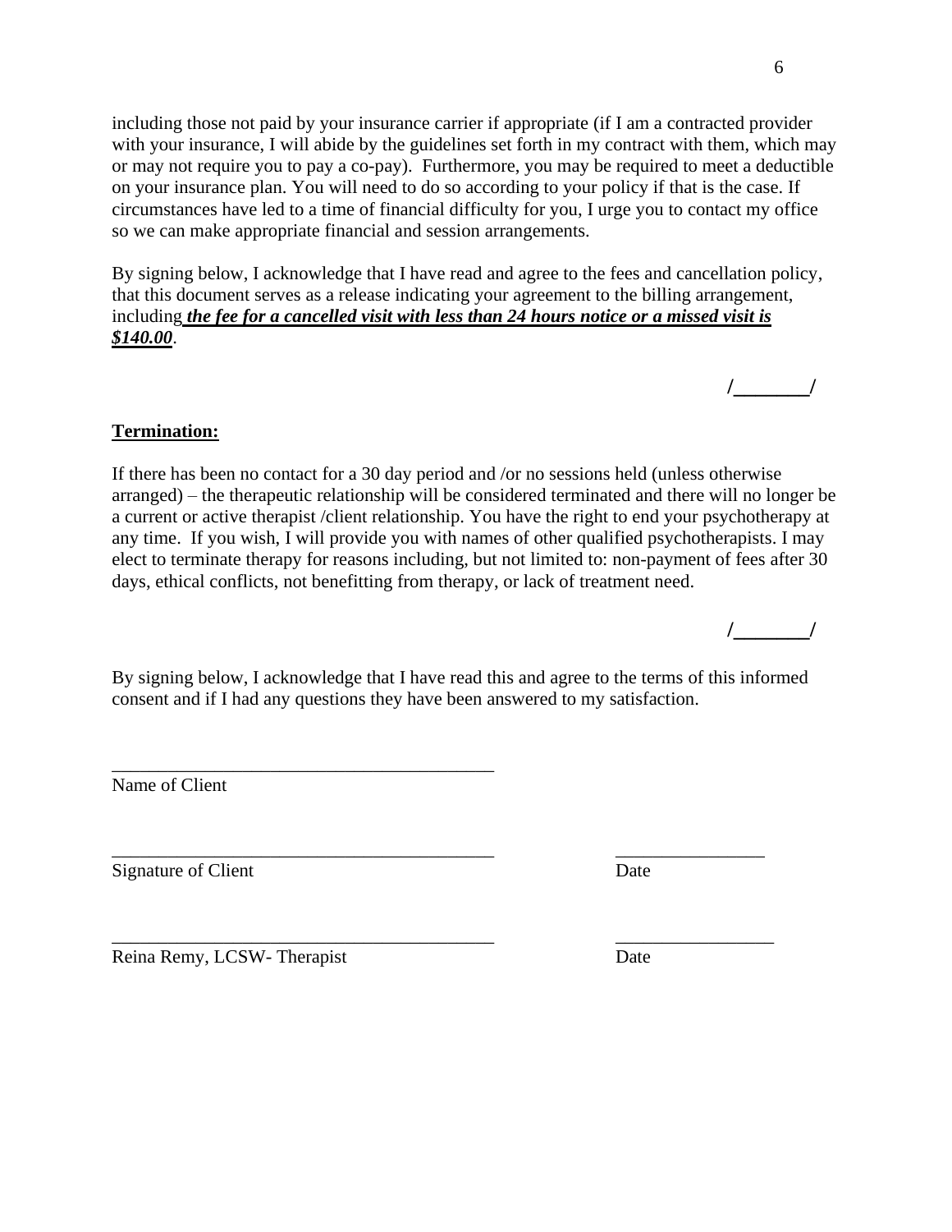including those not paid by your insurance carrier if appropriate (if I am a contracted provider with your insurance, I will abide by the guidelines set forth in my contract with them, which may or may not require you to pay a co-pay). Furthermore, you may be required to meet a deductible on your insurance plan. You will need to do so according to your policy if that is the case. If circumstances have led to a time of financial difficulty for you, I urge you to contact my office so we can make appropriate financial and session arrangements.

By signing below, I acknowledge that I have read and agree to the fees and cancellation policy, that this document serves as a release indicating your agreement to the billing arrangement, including ***the fee for a cancelled visit with less than 24 hours notice or a missed visit is $140.00***.

/_______/

**Termination:**

If there has been no contact for a 30 day period and /or no sessions held (unless otherwise arranged) – the therapeutic relationship will be considered terminated and there will no longer be a current or active therapist /client relationship. You have the right to end your psychotherapy at any time. If you wish, I will provide you with names of other qualified psychotherapists. I may elect to terminate therapy for reasons including, but not limited to: non-payment of fees after 30 days, ethical conflicts, not benefitting from therapy, or lack of treatment need.

/_______/

By signing below, I acknowledge that I have read this and agree to the terms of this informed consent and if I had any questions they have been answered to my satisfaction.

_________________________________________
Name of Client

_________________________________________ ________________
Signature of Client Date

_________________________________________ ________________
Reina Remy, LCSW- Therapist Date